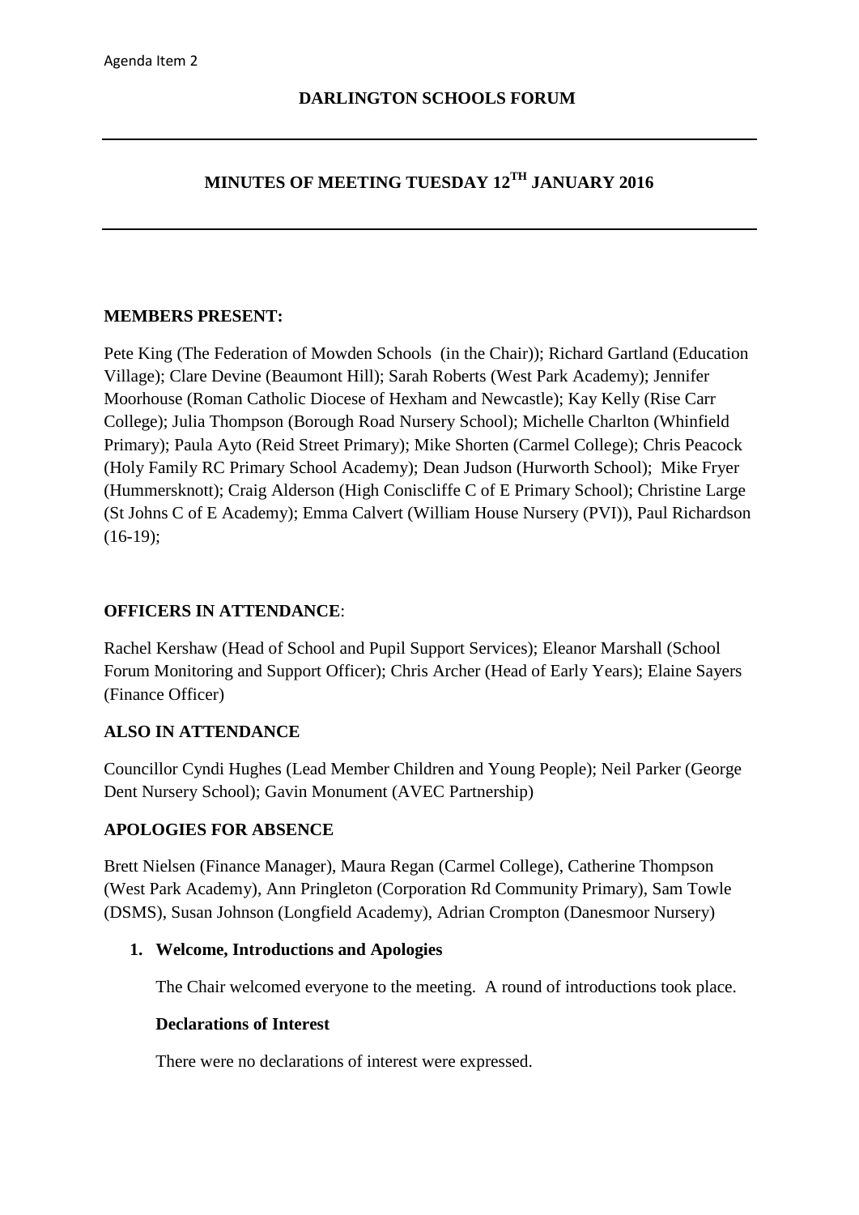Agenda Item 2

# DARLINGTON SCHOOLS FORUM

## MINUTES OF MEETING TUESDAY 12TH JANUARY 2016

**MEMBERS PRESENT:**

Pete King (The Federation of Mowden Schools (in the Chair)); Richard Gartland (Education Village); Clare Devine (Beaumont Hill); Sarah Roberts (West Park Academy); Jennifer Moorhouse (Roman Catholic Diocese of Hexham and Newcastle); Kay Kelly (Rise Carr College); Julia Thompson (Borough Road Nursery School); Michelle Charlton (Whinfield Primary); Paula Ayto (Reid Street Primary); Mike Shorten (Carmel College); Chris Peacock (Holy Family RC Primary School Academy); Dean Judson (Hurworth School); Mike Fryer (Hummersknott); Craig Alderson (High Coniscliffe C of E Primary School); Christine Large (St Johns C of E Academy); Emma Calvert (William House Nursery (PVI)), Paul Richardson (16-19);

**OFFICERS IN ATTENDANCE**:

Rachel Kershaw (Head of School and Pupil Support Services); Eleanor Marshall (School Forum Monitoring and Support Officer); Chris Archer (Head of Early Years); Elaine Sayers (Finance Officer)

**ALSO IN ATTENDANCE**

Councillor Cyndi Hughes (Lead Member Children and Young People); Neil Parker (George Dent Nursery School); Gavin Monument (AVEC Partnership)

**APOLOGIES FOR ABSENCE**

Brett Nielsen (Finance Manager), Maura Regan (Carmel College), Catherine Thompson (West Park Academy), Ann Pringleton (Corporation Rd Community Primary), Sam Towle (DSMS), Susan Johnson (Longfield Academy), Adrian Crompton (Danesmoor Nursery)

1. **Welcome, Introductions and Apologies**

   The Chair welcomed everyone to the meeting. A round of introductions took place.

   **Declarations of Interest**

   There were no declarations of interest were expressed.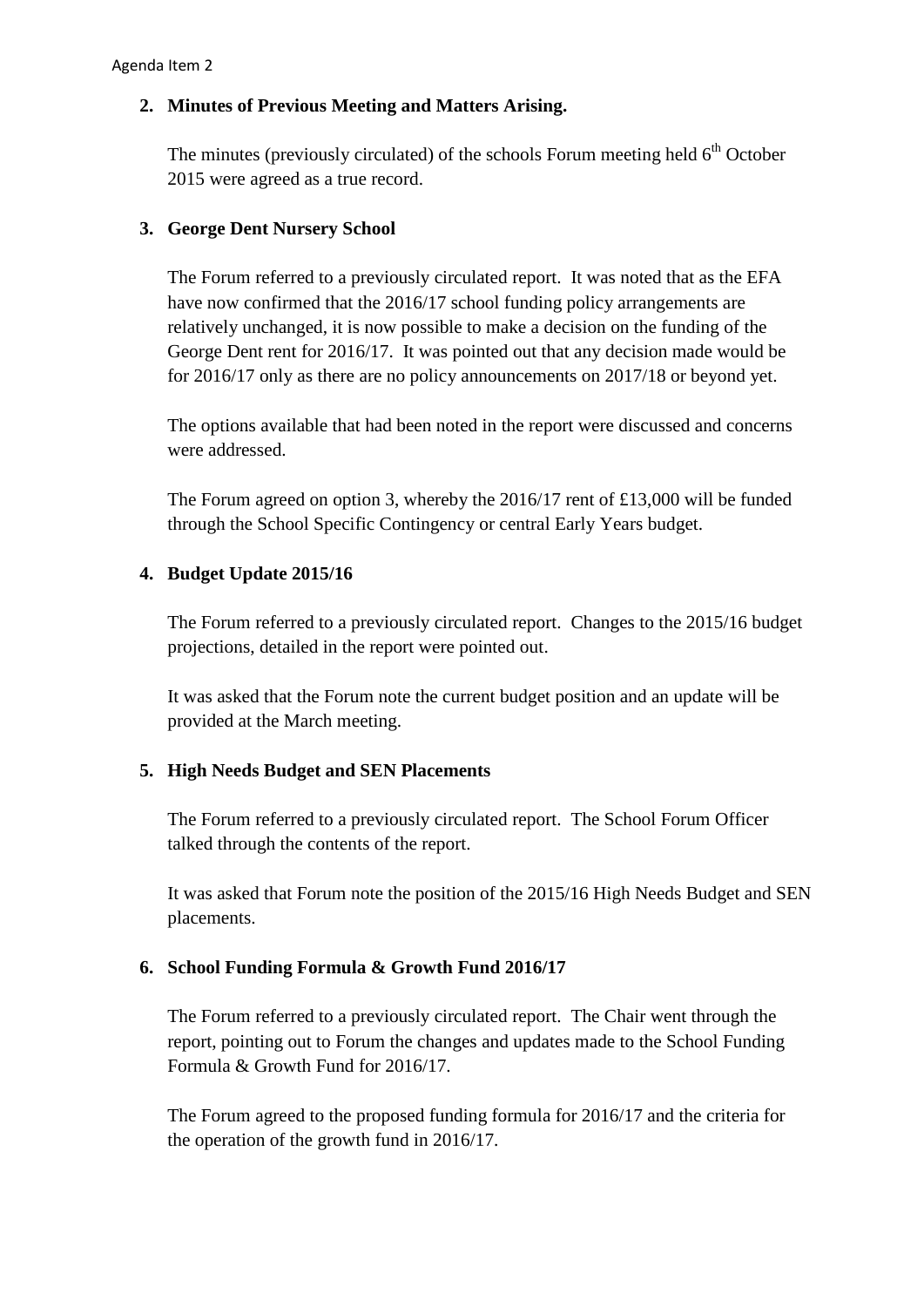## 2. Minutes of Previous Meeting and Matters Arising.

The minutes (previously circulated) of the schools Forum meeting held 6th October 2015 were agreed as a true record.

## 3. George Dent Nursery School

The Forum referred to a previously circulated report. It was noted that as the EFA have now confirmed that the 2016/17 school funding policy arrangements are relatively unchanged, it is now possible to make a decision on the funding of the George Dent rent for 2016/17. It was pointed out that any decision made would be for 2016/17 only as there are no policy announcements on 2017/18 or beyond yet.

The options available that had been noted in the report were discussed and concerns were addressed.

The Forum agreed on option 3, whereby the 2016/17 rent of £13,000 will be funded through the School Specific Contingency or central Early Years budget.

## 4. Budget Update 2015/16

The Forum referred to a previously circulated report. Changes to the 2015/16 budget projections, detailed in the report were pointed out.

It was asked that the Forum note the current budget position and an update will be provided at the March meeting.

## 5. High Needs Budget and SEN Placements

The Forum referred to a previously circulated report. The School Forum Officer talked through the contents of the report.

It was asked that Forum note the position of the 2015/16 High Needs Budget and SEN placements.

## 6. School Funding Formula & Growth Fund 2016/17

The Forum referred to a previously circulated report. The Chair went through the report, pointing out to Forum the changes and updates made to the School Funding Formula & Growth Fund for 2016/17.

The Forum agreed to the proposed funding formula for 2016/17 and the criteria for the operation of the growth fund in 2016/17.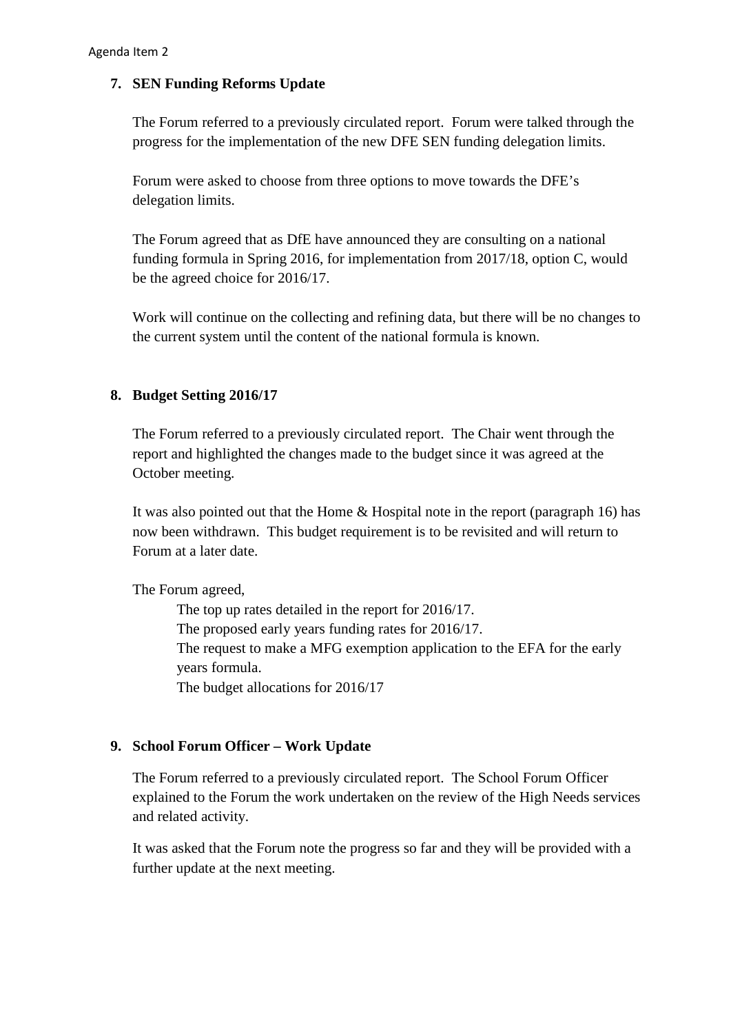## 7. SEN Funding Reforms Update

The Forum referred to a previously circulated report. Forum were talked through the progress for the implementation of the new DFE SEN funding delegation limits.

Forum were asked to choose from three options to move towards the DFE's delegation limits.

The Forum agreed that as DfE have announced they are consulting on a national funding formula in Spring 2016, for implementation from 2017/18, option C, would be the agreed choice for 2016/17.

Work will continue on the collecting and refining data, but there will be no changes to the current system until the content of the national formula is known.

## 8. Budget Setting 2016/17

The Forum referred to a previously circulated report. The Chair went through the report and highlighted the changes made to the budget since it was agreed at the October meeting.

It was also pointed out that the Home & Hospital note in the report (paragraph 16) has now been withdrawn. This budget requirement is to be revisited and will return to Forum at a later date.

The Forum agreed,

- The top up rates detailed in the report for 2016/17.
- The proposed early years funding rates for 2016/17.
- The request to make a MFG exemption application to the EFA for the early years formula.
- The budget allocations for 2016/17

## 9. School Forum Officer – Work Update

The Forum referred to a previously circulated report. The School Forum Officer explained to the Forum the work undertaken on the review of the High Needs services and related activity.

It was asked that the Forum note the progress so far and they will be provided with a further update at the next meeting.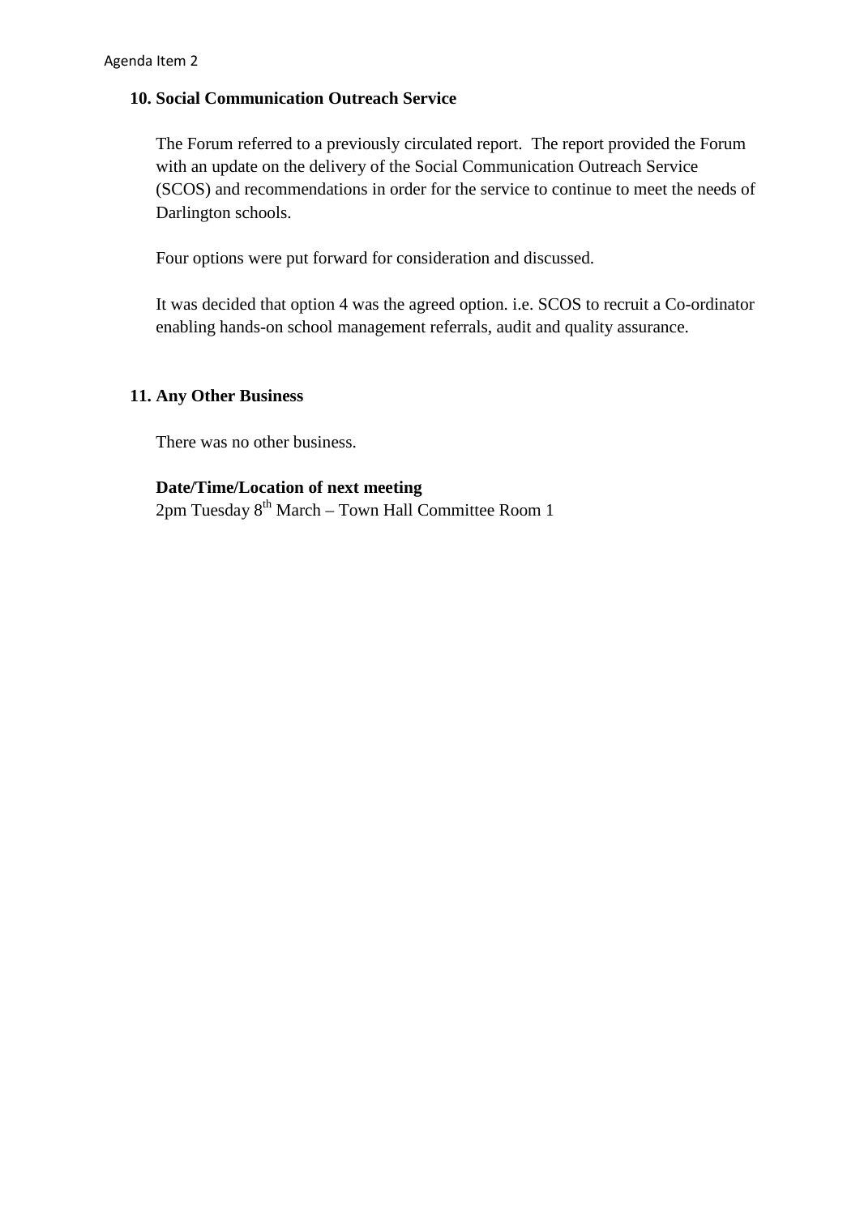**10. Social Communication Outreach Service**

The Forum referred to a previously circulated report. The report provided the Forum with an update on the delivery of the Social Communication Outreach Service (SCOS) and recommendations in order for the service to continue to meet the needs of Darlington schools.

Four options were put forward for consideration and discussed.

It was decided that option 4 was the agreed option. i.e. SCOS to recruit a Co-ordinator enabling hands-on school management referrals, audit and quality assurance.

**11. Any Other Business**

There was no other business.

**Date/Time/Location of next meeting**
2pm Tuesday 8th March – Town Hall Committee Room 1